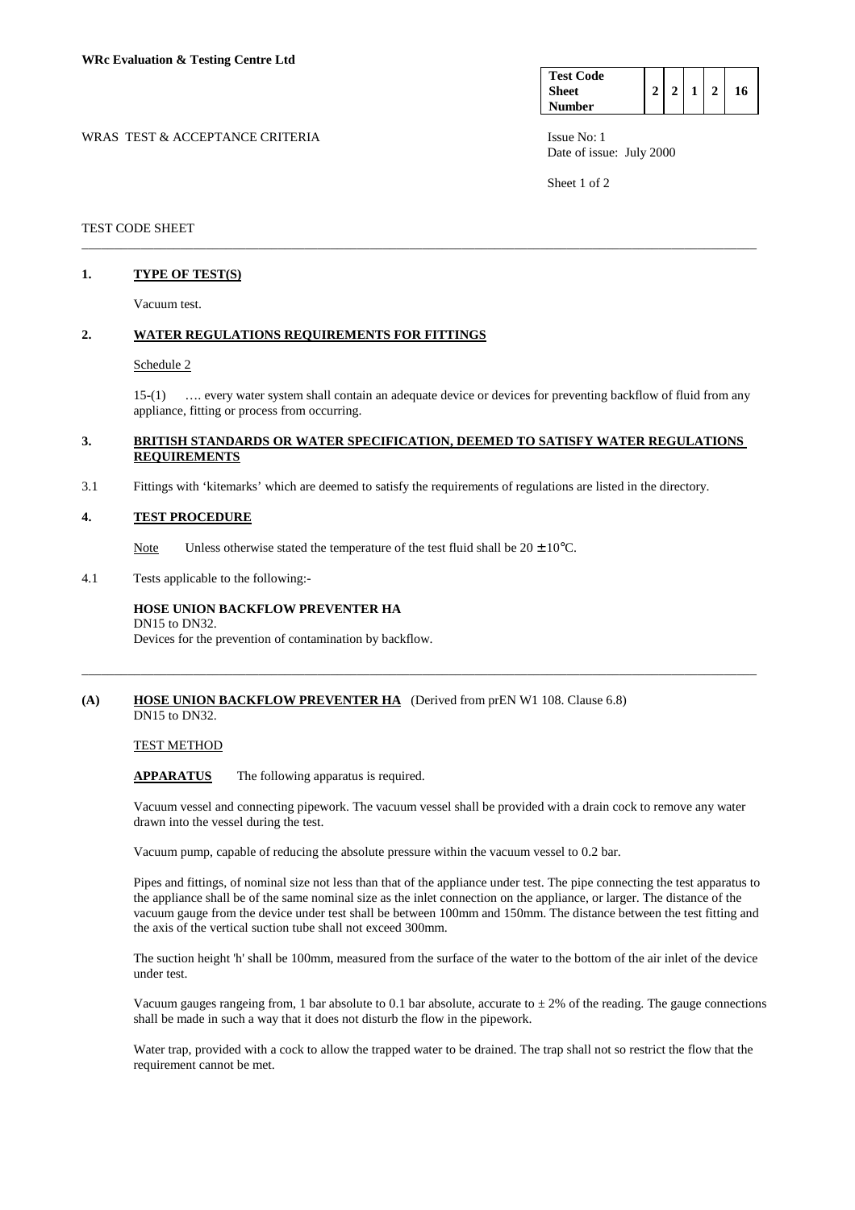**WRc Evaluation & Testing Centre Ltd**

| Test Code Sheet Number | 2 | 2 | 1 | 2 | 16 |
|---|---|---|---|---|---|

WRAS TEST & ACCEPTANCE CRITERIA

Issue No: 1
Date of issue: July 2000

TEST CODE SHEET

---

## 1. TYPE OF TEST(S)

Vacuum test.

## 2. WATER REGULATIONS REQUIREMENTS FOR FITTINGS

Schedule 2

15-(1) …. every water system shall contain an adequate device or devices for preventing backflow of fluid from any appliance, fitting or process from occurring.

## 3. BRITISH STANDARDS OR WATER SPECIFICATION, DEEMED TO SATISFY WATER REGULATIONS REQUIREMENTS

3.1 Fittings with 'kitemarks' which are deemed to satisfy the requirements of regulations are listed in the directory.

## 4. TEST PROCEDURE

Note Unless otherwise stated the temperature of the test fluid shall be $20 \pm 10°C$.

4.1 Tests applicable to the following:-

**HOSE UNION BACKFLOW PREVENTER HA**
DN15 to DN32.
Devices for the prevention of contamination by backflow.

---

## (A) HOSE UNION BACKFLOW PREVENTER HA (Derived from prEN W1 108. Clause 6.8)

DN15 to DN32.

TEST METHOD

**APPARATUS** The following apparatus is required.

Vacuum vessel and connecting pipework. The vacuum vessel shall be provided with a drain cock to remove any water drawn into the vessel during the test.

Vacuum pump, capable of reducing the absolute pressure within the vacuum vessel to 0.2 bar.

Pipes and fittings, of nominal size not less than that of the appliance under test. The pipe connecting the test apparatus to the appliance shall be of the same nominal size as the inlet connection on the appliance, or larger. The distance of the vacuum gauge from the device under test shall be between 100mm and 150mm. The distance between the test fitting and the axis of the vertical suction tube shall not exceed 300mm.

The suction height 'h' shall be 100mm, measured from the surface of the water to the bottom of the air inlet of the device under test.

Vacuum gauges rangeing from, 1 bar absolute to 0.1 bar absolute, accurate to $\pm$ 2% of the reading. The gauge connections shall be made in such a way that it does not disturb the flow in the pipework.

Water trap, provided with a cock to allow the trapped water to be drained. The trap shall not so restrict the flow that the requirement cannot be met.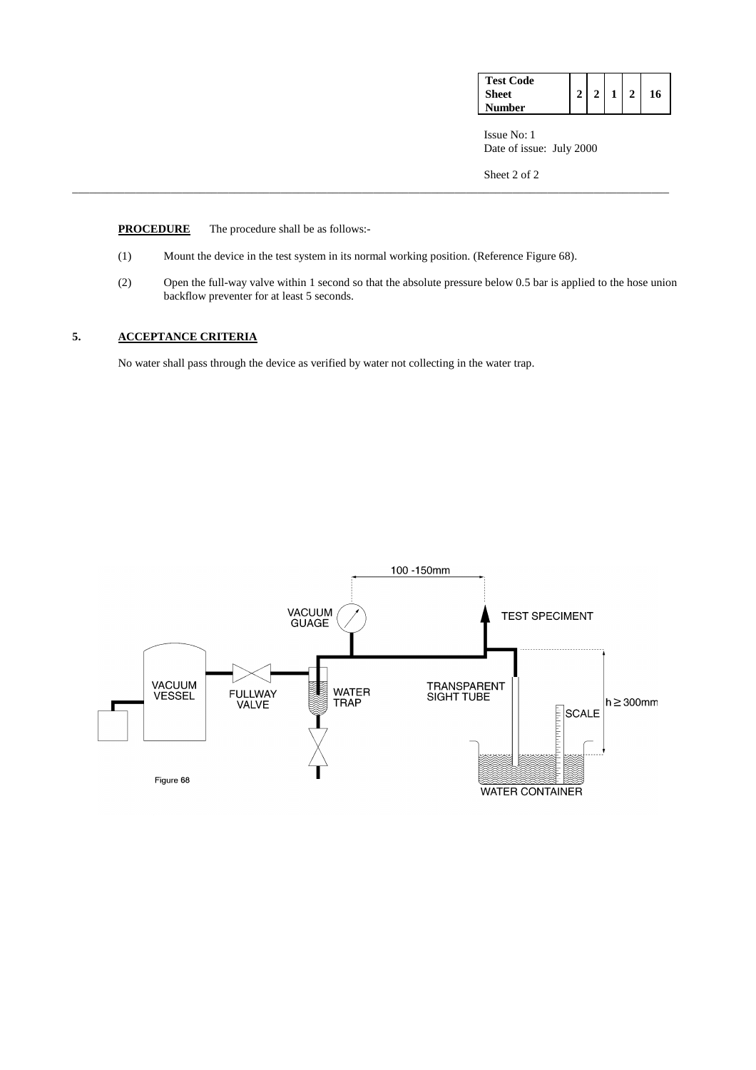**PROCEDURE** The procedure shall be as follows:-

(1) Mount the device in the test system in its normal working position. (Reference Figure 68).

(2) Open the full-way valve within 1 second so that the absolute pressure below 0.5 bar is applied to the hose union backflow preventer for at least 5 seconds.

## 5. ACCEPTANCE CRITERIA

No water shall pass through the device as verified by water not collecting in the water trap.

100 -150mm

VACUUM GUAGE

TEST SPECIMENT

VACUUM VESSEL

FULLWAY VALVE

WATER TRAP

TRANSPARENT SIGHT TUBE

SCALE

$h \geq 300mm$

WATER CONTAINER

Figure 68